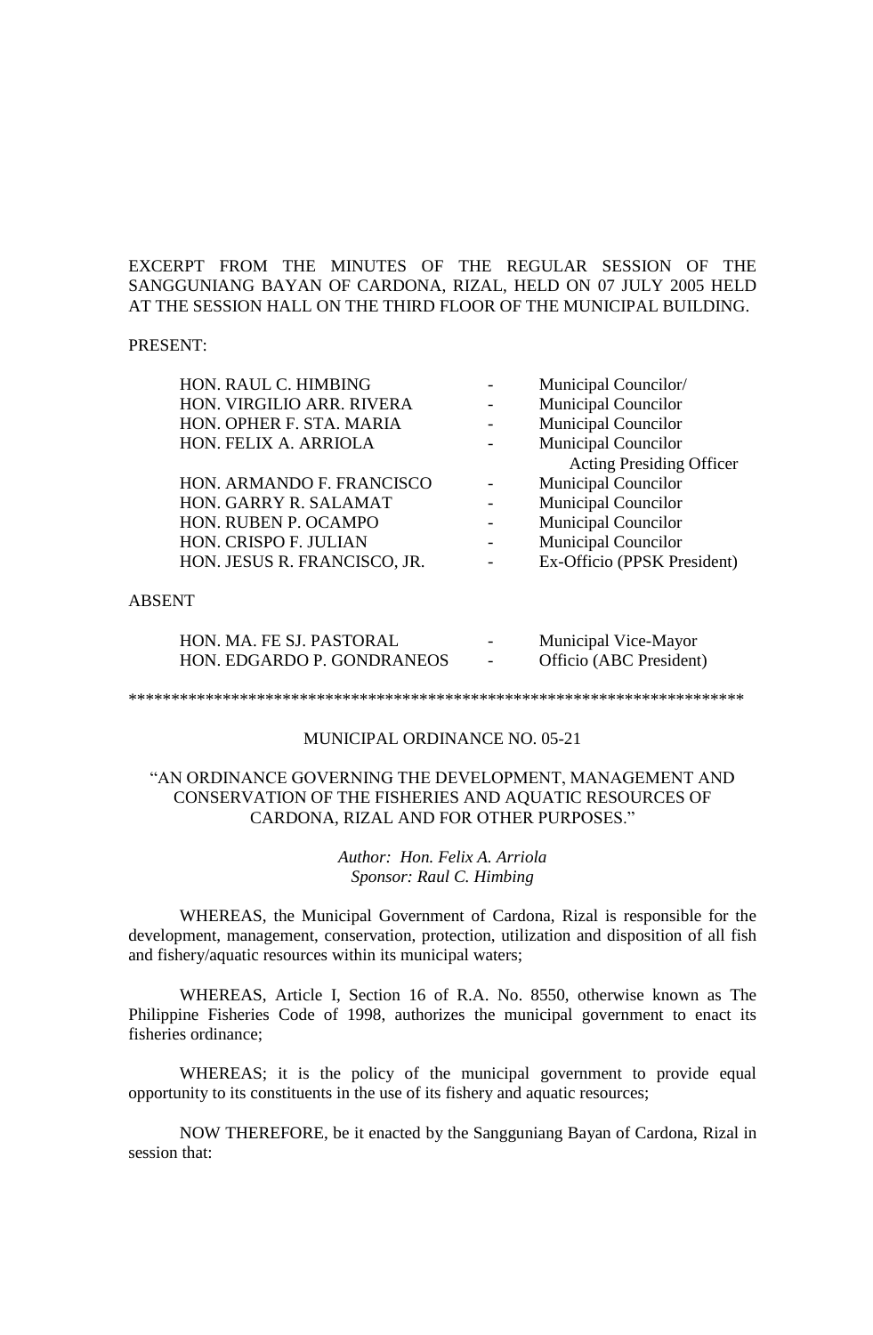EXCERPT FROM THE MINUTES OF THE REGULAR SESSION OF THE SANGGUNIANG BAYAN OF CARDONA, RIZAL, HELD ON 07 JULY 2005 HELD AT THE SESSION HALL ON THE THIRD FLOOR OF THE MUNICIPAL BUILDING.

PRESENT:

| | | |
|---|---|---|
| HON. RAUL C. HIMBING | - | Municipal Councilor/ |
| HON. VIRGILIO ARR. RIVERA | - | Municipal Councilor |
| HON. OPHER F. STA. MARIA | - | Municipal Councilor |
| HON. FELIX A. ARRIOLA | - | Municipal Councilor |
| | | Acting Presiding Officer |
| HON. ARMANDO F. FRANCISCO | - | Municipal Councilor |
| HON. GARRY R. SALAMAT | - | Municipal Councilor |
| HON. RUBEN P. OCAMPO | - | Municipal Councilor |
| HON. CRISPO F. JULIAN | - | Municipal Councilor |
| HON. JESUS R. FRANCISCO, JR. | - | Ex-Officio (PPSK President) |

ABSENT

| | | |
|---|---|---|
| HON. MA. FE SJ. PASTORAL | - | Municipal Vice-Mayor |
| HON. EDGARDO P. GONDRANEOS | - | Officio (ABC President) |

*************************************************************************

MUNICIPAL ORDINANCE NO. 05-21

"AN ORDINANCE GOVERNING THE DEVELOPMENT, MANAGEMENT AND CONSERVATION OF THE FISHERIES AND AQUATIC RESOURCES OF CARDONA, RIZAL AND FOR OTHER PURPOSES."

*Author: Hon. Felix A. Arriola*
*Sponsor: Raul C. Himbing*

WHEREAS, the Municipal Government of Cardona, Rizal is responsible for the development, management, conservation, protection, utilization and disposition of all fish and fishery/aquatic resources within its municipal waters;

WHEREAS, Article I, Section 16 of R.A. No. 8550, otherwise known as The Philippine Fisheries Code of 1998, authorizes the municipal government to enact its fisheries ordinance;

WHEREAS; it is the policy of the municipal government to provide equal opportunity to its constituents in the use of its fishery and aquatic resources;

NOW THEREFORE, be it enacted by the Sangguniang Bayan of Cardona, Rizal in session that: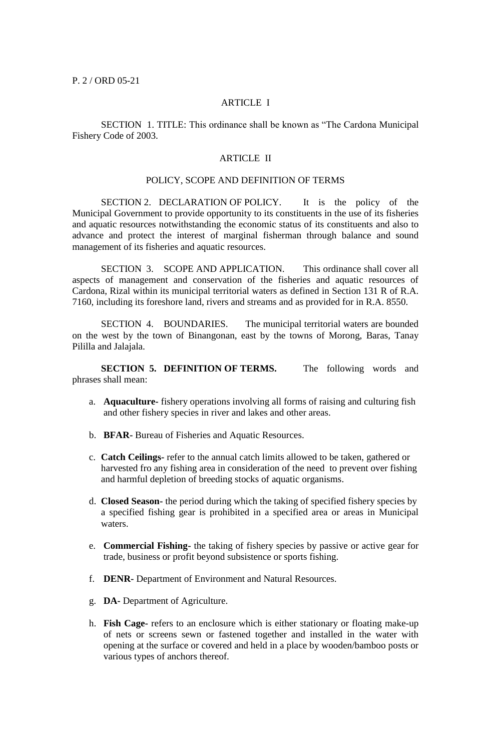## ARTICLE I

SECTION 1. TITLE: This ordinance shall be known as "The Cardona Municipal Fishery Code of 2003.

## ARTICLE II

### POLICY, SCOPE AND DEFINITION OF TERMS

SECTION 2. DECLARATION OF POLICY. It is the policy of the Municipal Government to provide opportunity to its constituents in the use of its fisheries and aquatic resources notwithstanding the economic status of its constituents and also to advance and protect the interest of marginal fisherman through balance and sound management of its fisheries and aquatic resources.

SECTION 3. SCOPE AND APPLICATION. This ordinance shall cover all aspects of management and conservation of the fisheries and aquatic resources of Cardona, Rizal within its municipal territorial waters as defined in Section 131 R of R.A. 7160, including its foreshore land, rivers and streams and as provided for in R.A. 8550.

SECTION 4. BOUNDARIES. The municipal territorial waters are bounded on the west by the town of Binangonan, east by the towns of Morong, Baras, Tanay Pililla and Jalajala.

**SECTION 5. DEFINITION OF TERMS.** The following words and phrases shall mean:

a. **Aquaculture-** fishery operations involving all forms of raising and culturing fish and other fishery species in river and lakes and other areas.

b. **BFAR-** Bureau of Fisheries and Aquatic Resources.

c. **Catch Ceilings-** refer to the annual catch limits allowed to be taken, gathered or harvested fro any fishing area in consideration of the need to prevent over fishing and harmful depletion of breeding stocks of aquatic organisms.

d. **Closed Season-** the period during which the taking of specified fishery species by a specified fishing gear is prohibited in a specified area or areas in Municipal waters.

e. **Commercial Fishing-** the taking of fishery species by passive or active gear for trade, business or profit beyond subsistence or sports fishing.

f. **DENR-** Department of Environment and Natural Resources.

g. **DA-** Department of Agriculture.

h. **Fish Cage-** refers to an enclosure which is either stationary or floating make-up of nets or screens sewn or fastened together and installed in the water with opening at the surface or covered and held in a place by wooden/bamboo posts or various types of anchors thereof.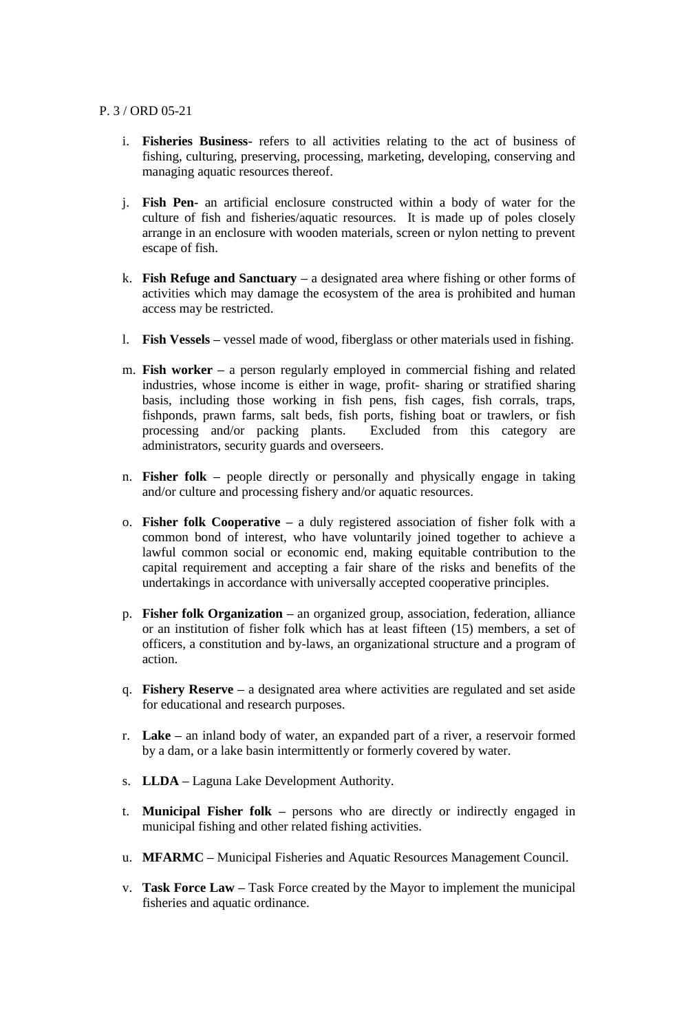i. **Fisheries Business**- refers to all activities relating to the act of business of fishing, culturing, preserving, processing, marketing, developing, conserving and managing aquatic resources thereof.

j. **Fish Pen-** an artificial enclosure constructed within a body of water for the culture of fish and fisheries/aquatic resources. It is made up of poles closely arrange in an enclosure with wooden materials, screen or nylon netting to prevent escape of fish.

k. **Fish Refuge and Sanctuary** – a designated area where fishing or other forms of activities which may damage the ecosystem of the area is prohibited and human access may be restricted.

l. **Fish Vessels –** vessel made of wood, fiberglass or other materials used in fishing.

m. **Fish worker** – a person regularly employed in commercial fishing and related industries, whose income is either in wage, profit- sharing or stratified sharing basis, including those working in fish pens, fish cages, fish corrals, traps, fishponds, prawn farms, salt beds, fish ports, fishing boat or trawlers, or fish processing and/or packing plants. Excluded from this category are administrators, security guards and overseers.

n. **Fisher folk** – people directly or personally and physically engage in taking and/or culture and processing fishery and/or aquatic resources.

o. **Fisher folk Cooperative** – a duly registered association of fisher folk with a common bond of interest, who have voluntarily joined together to achieve a lawful common social or economic end, making equitable contribution to the capital requirement and accepting a fair share of the risks and benefits of the undertakings in accordance with universally accepted cooperative principles.

p. **Fisher folk Organization** – an organized group, association, federation, alliance or an institution of fisher folk which has at least fifteen (15) members, a set of officers, a constitution and by-laws, an organizational structure and a program of action.

q. **Fishery Reserve** – a designated area where activities are regulated and set aside for educational and research purposes.

r. **Lake** – an inland body of water, an expanded part of a river, a reservoir formed by a dam, or a lake basin intermittently or formerly covered by water.

s. **LLDA** – Laguna Lake Development Authority.

t. **Municipal Fisher folk** – persons who are directly or indirectly engaged in municipal fishing and other related fishing activities.

u. **MFARMC** – Municipal Fisheries and Aquatic Resources Management Council.

v. **Task Force Law** – Task Force created by the Mayor to implement the municipal fisheries and aquatic ordinance.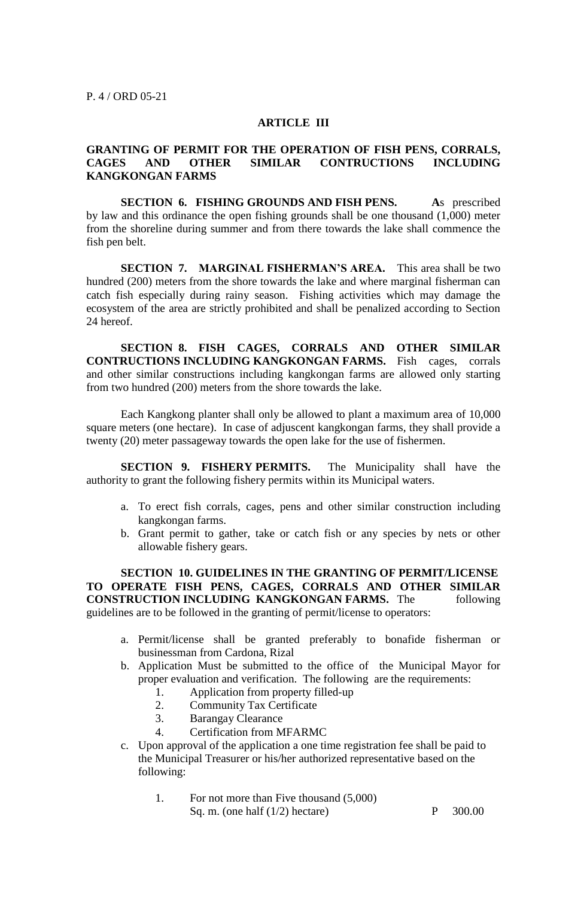## ARTICLE III

### GRANTING OF PERMIT FOR THE OPERATION OF FISH PENS, CORRALS, CAGES AND OTHER SIMILAR CONTRUCTIONS INCLUDING KANGKONGAN FARMS

**SECTION 6. FISHING GROUNDS AND FISH PENS.** **A**s prescribed by law and this ordinance the open fishing grounds shall be one thousand (1,000) meter from the shoreline during summer and from there towards the lake shall commence the fish pen belt.

**SECTION 7. MARGINAL FISHERMAN'S AREA.** This area shall be two hundred (200) meters from the shore towards the lake and where marginal fisherman can catch fish especially during rainy season. Fishing activities which may damage the ecosystem of the area are strictly prohibited and shall be penalized according to Section 24 hereof.

**SECTION 8. FISH CAGES, CORRALS AND OTHER SIMILAR CONTRUCTIONS INCLUDING KANGKONGAN FARMS.** Fish cages, corrals and other similar constructions including kangkongan farms are allowed only starting from two hundred (200) meters from the shore towards the lake.

Each Kangkong planter shall only be allowed to plant a maximum area of 10,000 square meters (one hectare). In case of adjuscent kangkongan farms, they shall provide a twenty (20) meter passageway towards the open lake for the use of fishermen.

**SECTION 9. FISHERY PERMITS.** The Municipality shall have the authority to grant the following fishery permits within its Municipal waters.

a. To erect fish corrals, cages, pens and other similar construction including kangkongan farms.
b. Grant permit to gather, take or catch fish or any species by nets or other allowable fishery gears.

**SECTION 10. GUIDELINES IN THE GRANTING OF PERMIT/LICENSE TO OPERATE FISH PENS, CAGES, CORRALS AND OTHER SIMILAR CONSTRUCTION INCLUDING KANGKONGAN FARMS.** The following guidelines are to be followed in the granting of permit/license to operators:

a. Permit/license shall be granted preferably to bonafide fisherman or businessman from Cardona, Rizal
b. Application Must be submitted to the office of the Municipal Mayor for proper evaluation and verification. The following are the requirements:
    1. Application from property filled-up
    2. Community Tax Certificate
    3. Barangay Clearance
    4. Certification from MFARMC
c. Upon approval of the application a one time registration fee shall be paid to the Municipal Treasurer or his/her authorized representative based on the following:
    1. For not more than Five thousand (5,000) Sq. m. (one half (1/2) hectare) P 300.00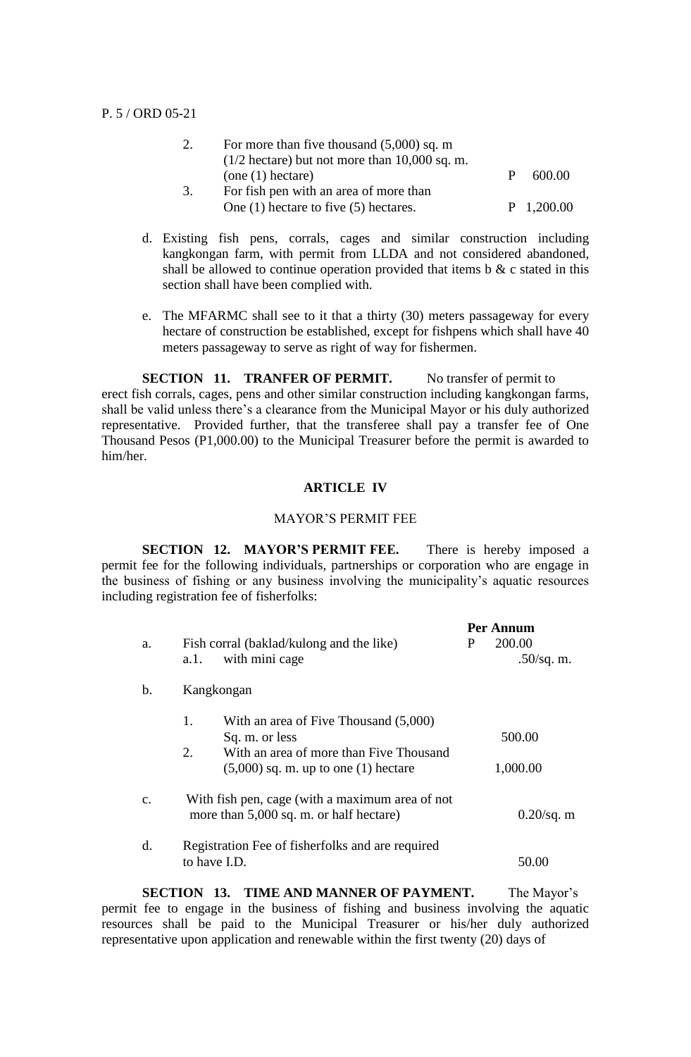2. For more than five thousand (5,000) sq. m (1/2 hectare) but not more than 10,000 sq. m. (one (1) hectare) P 600.00
3. For fish pen with an area of more than One (1) hectare to five (5) hectares. P 1,200.00

d. Existing fish pens, corrals, cages and similar construction including kangkongan farm, with permit from LLDA and not considered abandoned, shall be allowed to continue operation provided that items b & c stated in this section shall have been complied with.

e. The MFARMC shall see to it that a thirty (30) meters passageway for every hectare of construction be established, except for fishpens which shall have 40 meters passageway to serve as right of way for fishermen.

**SECTION 11. TRANFER OF PERMIT.** No transfer of permit to erect fish corrals, cages, pens and other similar construction including kangkongan farms, shall be valid unless there's a clearance from the Municipal Mayor or his duly authorized representative. Provided further, that the transferee shall pay a transfer fee of One Thousand Pesos (P1,000.00) to the Municipal Treasurer before the permit is awarded to him/her.

## ARTICLE IV

MAYOR'S PERMIT FEE

**SECTION 12. MAYOR'S PERMIT FEE.** There is hereby imposed a permit fee for the following individuals, partnerships or corporation who are engage in the business of fishing or any business involving the municipality's aquatic resources including registration fee of fisherfolks:

| | | **Per Annum** |
|---|---|---|
| a. | Fish corral (baklad/kulong and the like) | P 200.00 |
| | a.1. with mini cage | .50/sq. m. |
| b. | Kangkongan | |
| | 1. With an area of Five Thousand (5,000) Sq. m. or less | 500.00 |
| | 2. With an area of more than Five Thousand (5,000) sq. m. up to one (1) hectare | 1,000.00 |
| c. | With fish pen, cage (with a maximum area of not more than 5,000 sq. m. or half hectare) | 0.20/sq. m |
| d. | Registration Fee of fisherfolks and are required to have I.D. | 50.00 |

**SECTION 13. TIME AND MANNER OF PAYMENT.** The Mayor's permit fee to engage in the business of fishing and business involving the aquatic resources shall be paid to the Municipal Treasurer or his/her duly authorized representative upon application and renewable within the first twenty (20) days of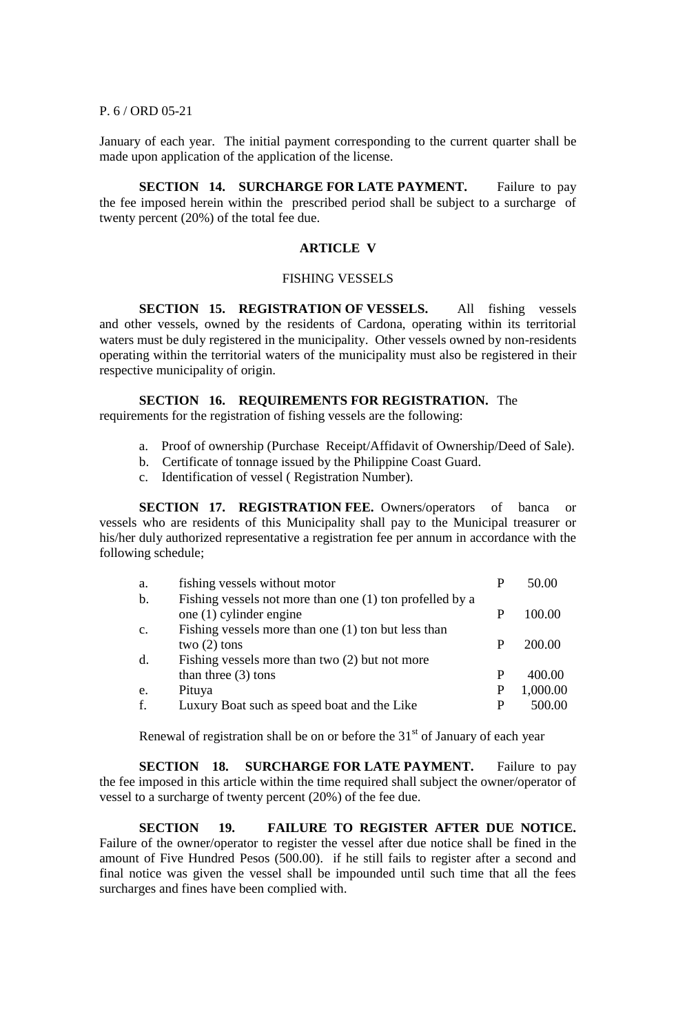January of each year. The initial payment corresponding to the current quarter shall be made upon application of the application of the license.

**SECTION 14. SURCHARGE FOR LATE PAYMENT.** Failure to pay the fee imposed herein within the prescribed period shall be subject to a surcharge of twenty percent (20%) of the total fee due.

## ARTICLE V

### FISHING VESSELS

**SECTION 15. REGISTRATION OF VESSELS.** All fishing vessels and other vessels, owned by the residents of Cardona, operating within its territorial waters must be duly registered in the municipality. Other vessels owned by non-residents operating within the territorial waters of the municipality must also be registered in their respective municipality of origin.

**SECTION 16. REQUIREMENTS FOR REGISTRATION.** The requirements for the registration of fishing vessels are the following:

a. Proof of ownership (Purchase Receipt/Affidavit of Ownership/Deed of Sale).
b. Certificate of tonnage issued by the Philippine Coast Guard.
c. Identification of vessel ( Registration Number).

**SECTION 17. REGISTRATION FEE.** Owners/operators of banca or vessels who are residents of this Municipality shall pay to the Municipal treasurer or his/her duly authorized representative a registration fee per annum in accordance with the following schedule;

| | | | |
|---|---|---|---|
| a. | fishing vessels without motor | P | 50.00 |
| b. | Fishing vessels not more than one (1) ton profelled by a one (1) cylinder engine | P | 100.00 |
| c. | Fishing vessels more than one (1) ton but less than two (2) tons | P | 200.00 |
| d. | Fishing vessels more than two (2) but not more than three (3) tons | P | 400.00 |
| e. | Pituya | P | 1,000.00 |
| f. | Luxury Boat such as speed boat and the Like | P | 500.00 |

Renewal of registration shall be on or before the 31st of January of each year

**SECTION 18. SURCHARGE FOR LATE PAYMENT.** Failure to pay the fee imposed in this article within the time required shall subject the owner/operator of vessel to a surcharge of twenty percent (20%) of the fee due.

**SECTION 19. FAILURE TO REGISTER AFTER DUE NOTICE.** Failure of the owner/operator to register the vessel after due notice shall be fined in the amount of Five Hundred Pesos (500.00). if he still fails to register after a second and final notice was given the vessel shall be impounded until such time that all the fees surcharges and fines have been complied with.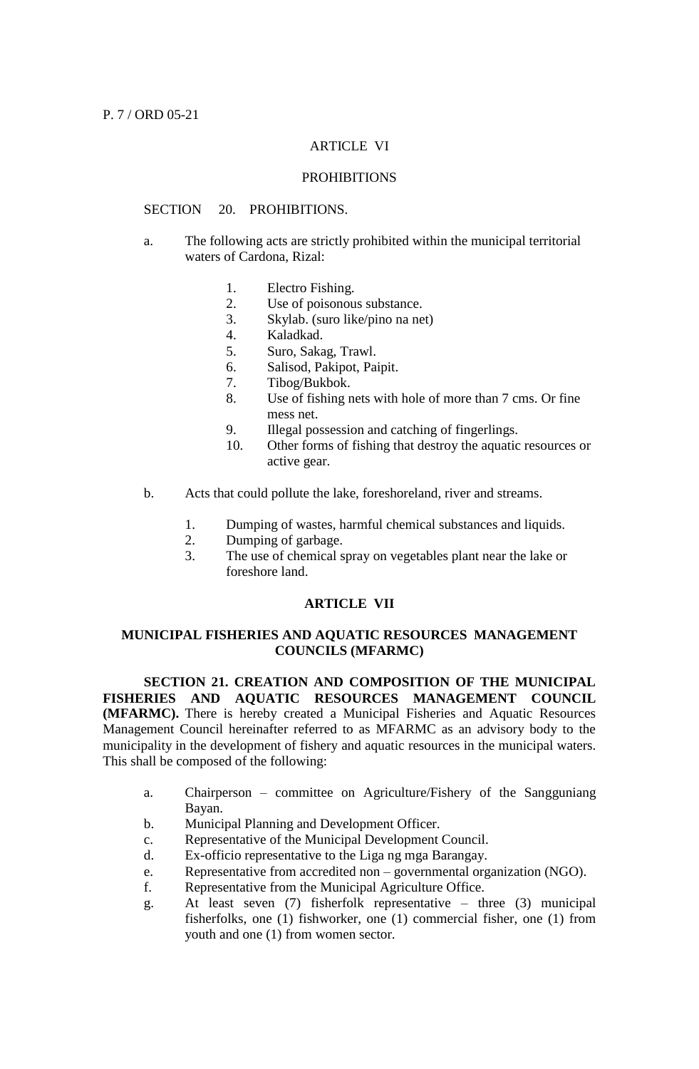## ARTICLE VI

## PROHIBITIONS

SECTION 20. PROHIBITIONS.

a. The following acts are strictly prohibited within the municipal territorial waters of Cardona, Rizal:

   1. Electro Fishing.
   2. Use of poisonous substance.
   3. Skylab. (suro like/pino na net)
   4. Kaladkad.
   5. Suro, Sakag, Trawl.
   6. Salisod, Pakipot, Paipit.
   7. Tibog/Bukbok.
   8. Use of fishing nets with hole of more than 7 cms. Or fine mess net.
   9. Illegal possession and catching of fingerlings.
   10. Other forms of fishing that destroy the aquatic resources or active gear.

b. Acts that could pollute the lake, foreshoreland, river and streams.

   1. Dumping of wastes, harmful chemical substances and liquids.
   2. Dumping of garbage.
   3. The use of chemical spray on vegetables plant near the lake or foreshore land.

## ARTICLE VII

## MUNICIPAL FISHERIES AND AQUATIC RESOURCES MANAGEMENT COUNCILS (MFARMC)

**SECTION 21. CREATION AND COMPOSITION OF THE MUNICIPAL FISHERIES AND AQUATIC RESOURCES MANAGEMENT COUNCIL (MFARMC).** There is hereby created a Municipal Fisheries and Aquatic Resources Management Council hereinafter referred to as MFARMC as an advisory body to the municipality in the development of fishery and aquatic resources in the municipal waters. This shall be composed of the following:

a. Chairperson – committee on Agriculture/Fishery of the Sangguniang Bayan.
b. Municipal Planning and Development Officer.
c. Representative of the Municipal Development Council.
d. Ex-officio representative to the Liga ng mga Barangay.
e. Representative from accredited non – governmental organization (NGO).
f. Representative from the Municipal Agriculture Office.
g. At least seven (7) fisherfolk representative – three (3) municipal fisherfolks, one (1) fishworker, one (1) commercial fisher, one (1) from youth and one (1) from women sector.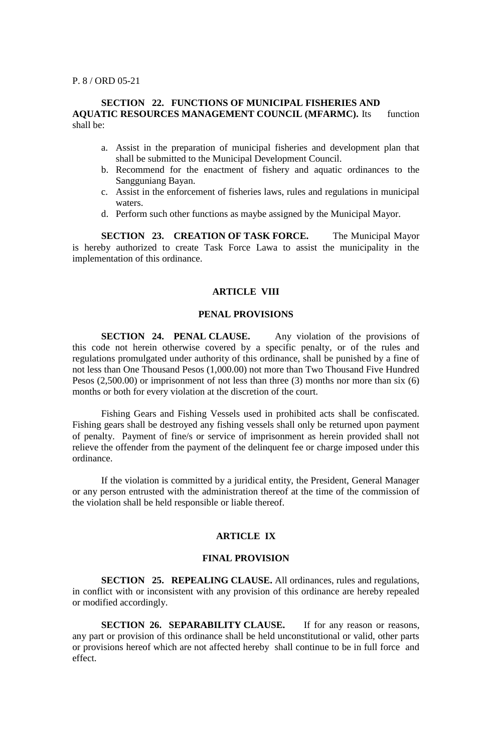**SECTION 22. FUNCTIONS OF MUNICIPAL FISHERIES AND AQUATIC RESOURCES MANAGEMENT COUNCIL (MFARMC).** Its function shall be:

a. Assist in the preparation of municipal fisheries and development plan that shall be submitted to the Municipal Development Council.
b. Recommend for the enactment of fishery and aquatic ordinances to the Sangguniang Bayan.
c. Assist in the enforcement of fisheries laws, rules and regulations in municipal waters.
d. Perform such other functions as maybe assigned by the Municipal Mayor.

**SECTION 23. CREATION OF TASK FORCE.** The Municipal Mayor is hereby authorized to create Task Force Lawa to assist the municipality in the implementation of this ordinance.

## ARTICLE VIII

## PENAL PROVISIONS

**SECTION 24. PENAL CLAUSE.** Any violation of the provisions of this code not herein otherwise covered by a specific penalty, or of the rules and regulations promulgated under authority of this ordinance, shall be punished by a fine of not less than One Thousand Pesos (1,000.00) not more than Two Thousand Five Hundred Pesos (2,500.00) or imprisonment of not less than three (3) months nor more than six (6) months or both for every violation at the discretion of the court.

Fishing Gears and Fishing Vessels used in prohibited acts shall be confiscated. Fishing gears shall be destroyed any fishing vessels shall only be returned upon payment of penalty. Payment of fine/s or service of imprisonment as herein provided shall not relieve the offender from the payment of the delinquent fee or charge imposed under this ordinance.

If the violation is committed by a juridical entity, the President, General Manager or any person entrusted with the administration thereof at the time of the commission of the violation shall be held responsible or liable thereof.

## ARTICLE IX

## FINAL PROVISION

**SECTION 25. REPEALING CLAUSE.** All ordinances, rules and regulations, in conflict with or inconsistent with any provision of this ordinance are hereby repealed or modified accordingly.

**SECTION 26. SEPARABILITY CLAUSE.** If for any reason or reasons, any part or provision of this ordinance shall be held unconstitutional or valid, other parts or provisions hereof which are not affected hereby shall continue to be in full force and effect.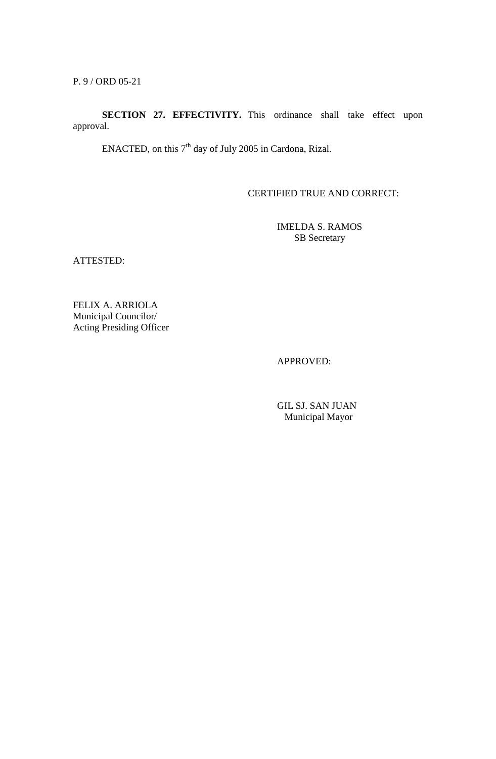P. 9 / ORD 05-21

**SECTION 27. EFFECTIVITY.** This ordinance shall take effect upon approval.

ENACTED, on this 7th day of July 2005 in Cardona, Rizal.

CERTIFIED TRUE AND CORRECT:

IMELDA S. RAMOS
SB Secretary

ATTESTED:

FELIX A. ARRIOLA
Municipal Councilor/
Acting Presiding Officer

APPROVED:

GIL SJ. SAN JUAN
Municipal Mayor